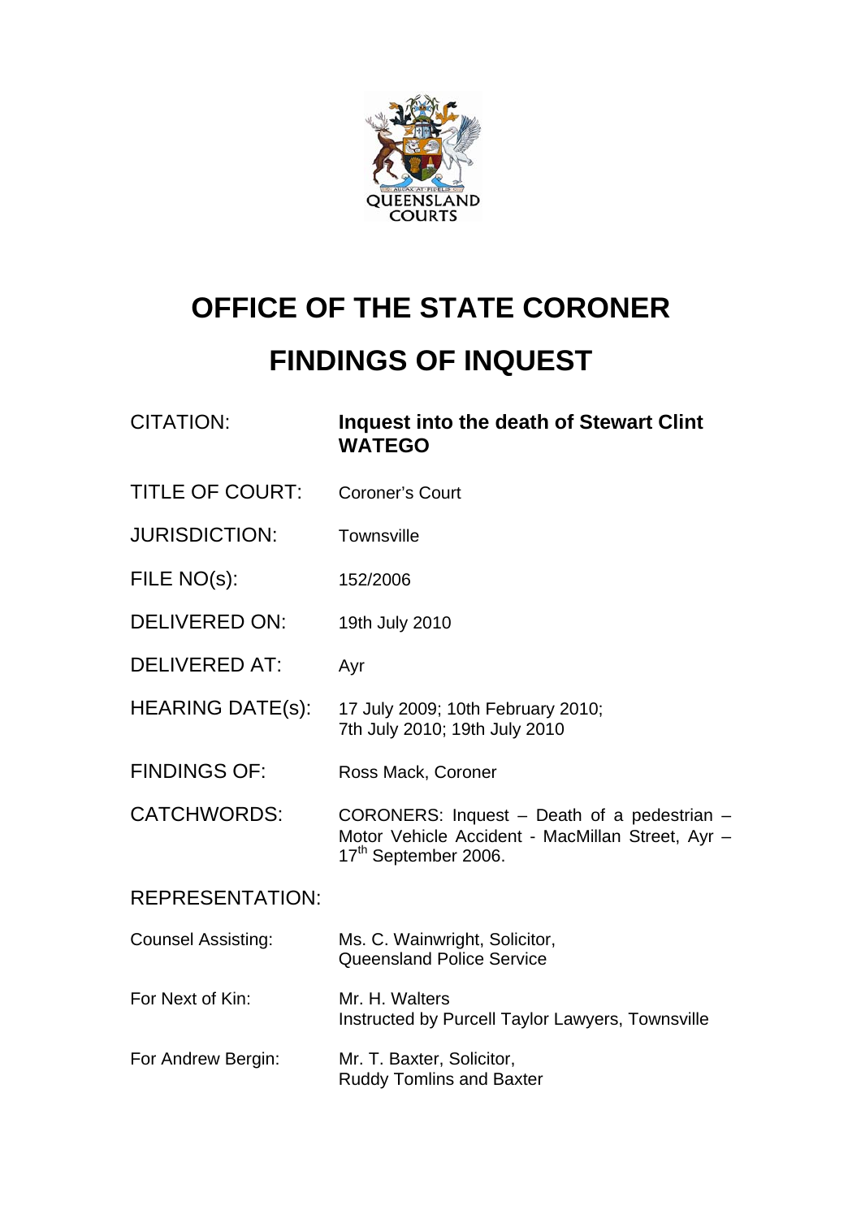QUEENSLAND COURTS

# OFFICE OF THE STATE CORONER

# FINDINGS OF INQUEST

| | |
|---|---|
| CITATION: | **Inquest into the death of Stewart Clint WATEGO** |
| TITLE OF COURT: | Coroner's Court |
| JURISDICTION: | Townsville |
| FILE NO(s): | 152/2006 |
| DELIVERED ON: | 19th July 2010 |
| DELIVERED AT: | Ayr |
| HEARING DATE(s): | 17 July 2009; 10th February 2010; 7th July 2010; 19th July 2010 |
| FINDINGS OF: | Ross Mack, Coroner |
| CATCHWORDS: | CORONERS: Inquest – Death of a pedestrian – Motor Vehicle Accident - MacMillan Street, Ayr – 17th September 2006. |

REPRESENTATION:

| | |
|---|---|
| Counsel Assisting: | Ms. C. Wainwright, Solicitor, Queensland Police Service |
| For Next of Kin: | Mr. H. Walters Instructed by Purcell Taylor Lawyers, Townsville |
| For Andrew Bergin: | Mr. T. Baxter, Solicitor, Ruddy Tomlins and Baxter |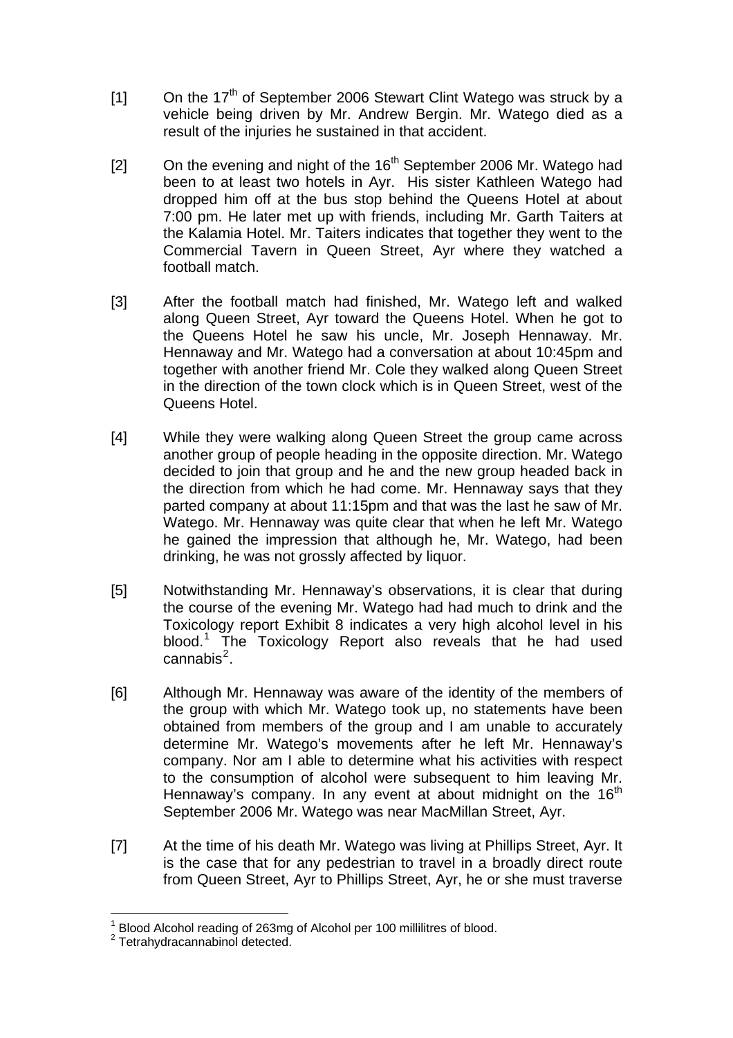[1] On the 17th of September 2006 Stewart Clint Watego was struck by a vehicle being driven by Mr. Andrew Bergin. Mr. Watego died as a result of the injuries he sustained in that accident.

[2] On the evening and night of the 16th September 2006 Mr. Watego had been to at least two hotels in Ayr. His sister Kathleen Watego had dropped him off at the bus stop behind the Queens Hotel at about 7:00 pm. He later met up with friends, including Mr. Garth Taiters at the Kalamia Hotel. Mr. Taiters indicates that together they went to the Commercial Tavern in Queen Street, Ayr where they watched a football match.

[3] After the football match had finished, Mr. Watego left and walked along Queen Street, Ayr toward the Queens Hotel. When he got to the Queens Hotel he saw his uncle, Mr. Joseph Hennaway. Mr. Hennaway and Mr. Watego had a conversation at about 10:45pm and together with another friend Mr. Cole they walked along Queen Street in the direction of the town clock which is in Queen Street, west of the Queens Hotel.

[4] While they were walking along Queen Street the group came across another group of people heading in the opposite direction. Mr. Watego decided to join that group and he and the new group headed back in the direction from which he had come. Mr. Hennaway says that they parted company at about 11:15pm and that was the last he saw of Mr. Watego. Mr. Hennaway was quite clear that when he left Mr. Watego he gained the impression that although he, Mr. Watego, had been drinking, he was not grossly affected by liquor.

[5] Notwithstanding Mr. Hennaway's observations, it is clear that during the course of the evening Mr. Watego had had much to drink and the Toxicology report Exhibit 8 indicates a very high alcohol level in his blood.[1] The Toxicology Report also reveals that he had used cannabis[2].

[6] Although Mr. Hennaway was aware of the identity of the members of the group with which Mr. Watego took up, no statements have been obtained from members of the group and I am unable to accurately determine Mr. Watego's movements after he left Mr. Hennaway's company. Nor am I able to determine what his activities with respect to the consumption of alcohol were subsequent to him leaving Mr. Hennaway's company. In any event at about midnight on the 16th September 2006 Mr. Watego was near MacMillan Street, Ayr.

[7] At the time of his death Mr. Watego was living at Phillips Street, Ayr. It is the case that for any pedestrian to travel in a broadly direct route from Queen Street, Ayr to Phillips Street, Ayr, he or she must traverse

---

[1] Blood Alcohol reading of 263mg of Alcohol per 100 millilitres of blood.

[2] Tetrahydracannabinol detected.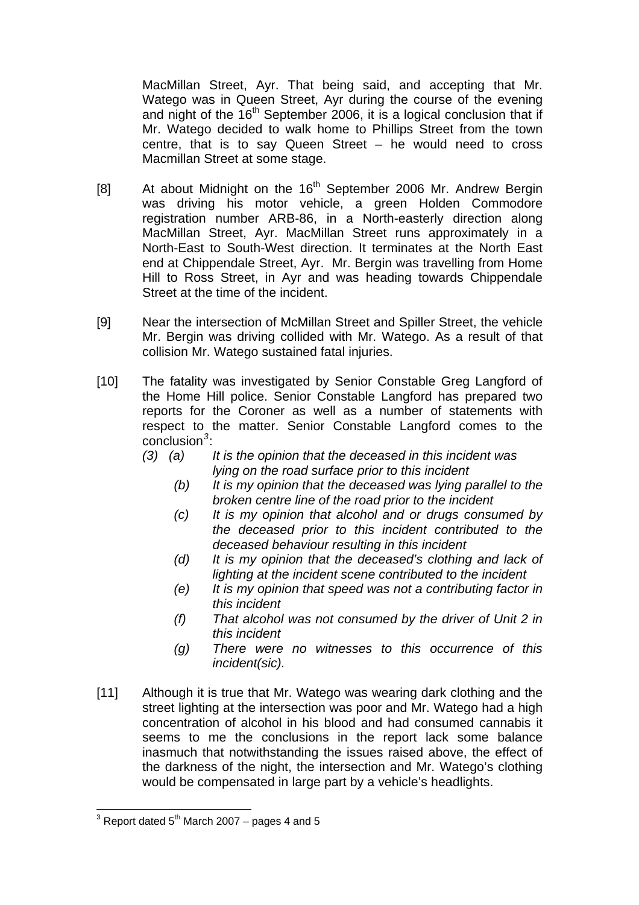MacMillan Street, Ayr. That being said, and accepting that Mr. Watego was in Queen Street, Ayr during the course of the evening and night of the 16th September 2006, it is a logical conclusion that if Mr. Watego decided to walk home to Phillips Street from the town centre, that is to say Queen Street – he would need to cross Macmillan Street at some stage.

[8] At about Midnight on the 16th September 2006 Mr. Andrew Bergin was driving his motor vehicle, a green Holden Commodore registration number ARB-86, in a North-easterly direction along MacMillan Street, Ayr. MacMillan Street runs approximately in a North-East to South-West direction. It terminates at the North East end at Chippendale Street, Ayr. Mr. Bergin was travelling from Home Hill to Ross Street, in Ayr and was heading towards Chippendale Street at the time of the incident.

[9] Near the intersection of McMillan Street and Spiller Street, the vehicle Mr. Bergin was driving collided with Mr. Watego. As a result of that collision Mr. Watego sustained fatal injuries.

[10] The fatality was investigated by Senior Constable Greg Langford of the Home Hill police. Senior Constable Langford has prepared two reports for the Coroner as well as a number of statements with respect to the matter. Senior Constable Langford comes to the conclusion[3]:

*(3) (a) It is the opinion that the deceased in this incident was lying on the road surface prior to this incident*

*(b) It is my opinion that the deceased was lying parallel to the broken centre line of the road prior to the incident*

*(c) It is my opinion that alcohol and or drugs consumed by the deceased prior to this incident contributed to the deceased behaviour resulting in this incident*

*(d) It is my opinion that the deceased's clothing and lack of lighting at the incident scene contributed to the incident*

*(e) It is my opinion that speed was not a contributing factor in this incident*

*(f) That alcohol was not consumed by the driver of Unit 2 in this incident*

*(g) There were no witnesses to this occurrence of this incident(sic).*

[11] Although it is true that Mr. Watego was wearing dark clothing and the street lighting at the intersection was poor and Mr. Watego had a high concentration of alcohol in his blood and had consumed cannabis it seems to me the conclusions in the report lack some balance inasmuch that notwithstanding the issues raised above, the effect of the darkness of the night, the intersection and Mr. Watego's clothing would be compensated in large part by a vehicle's headlights.

[3] Report dated 5th March 2007 – pages 4 and 5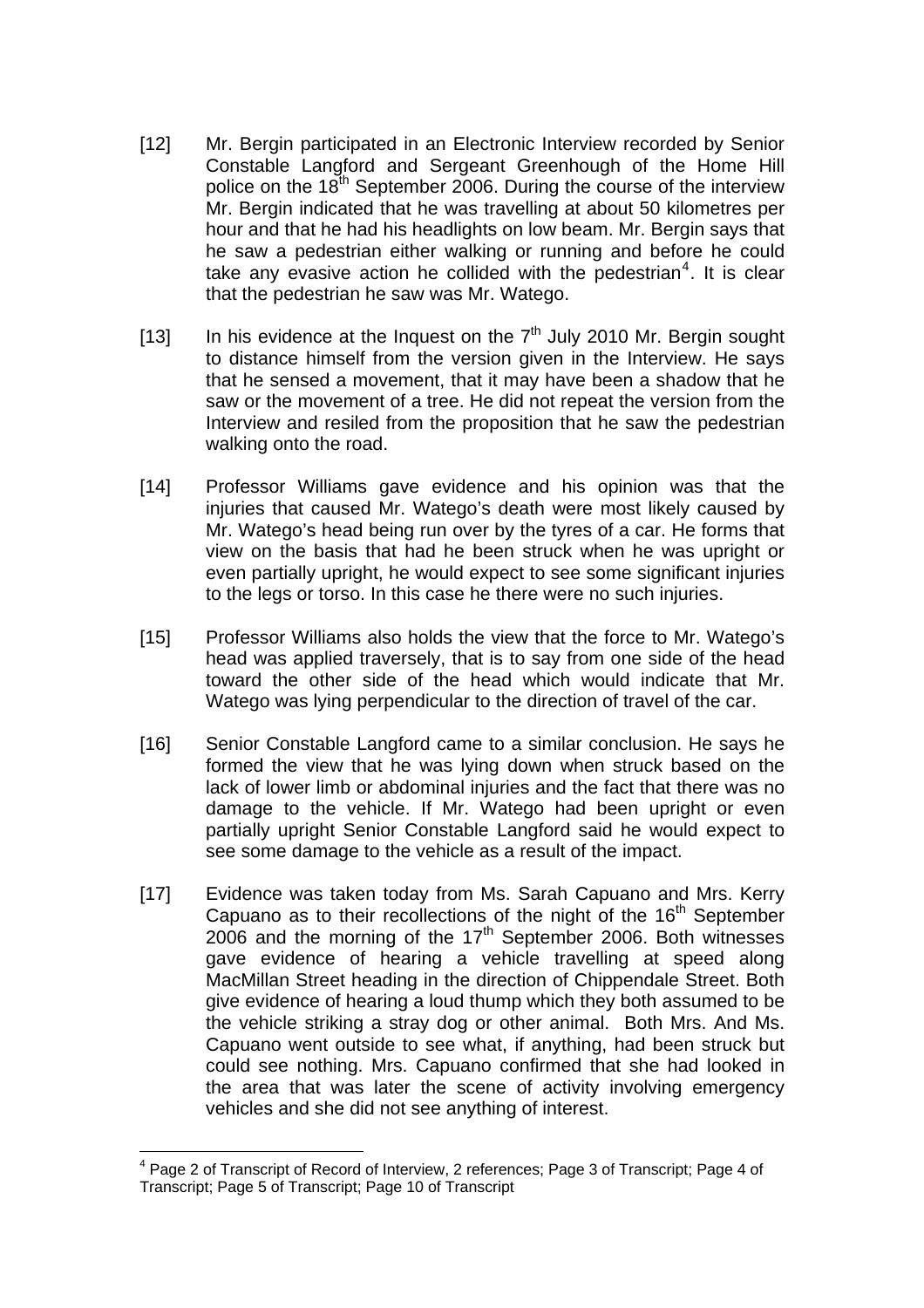[12] Mr. Bergin participated in an Electronic Interview recorded by Senior Constable Langford and Sergeant Greenhough of the Home Hill police on the 18th September 2006. During the course of the interview Mr. Bergin indicated that he was travelling at about 50 kilometres per hour and that he had his headlights on low beam. Mr. Bergin says that he saw a pedestrian either walking or running and before he could take any evasive action he collided with the pedestrian[4]. It is clear that the pedestrian he saw was Mr. Watego.

[13] In his evidence at the Inquest on the 7th July 2010 Mr. Bergin sought to distance himself from the version given in the Interview. He says that he sensed a movement, that it may have been a shadow that he saw or the movement of a tree. He did not repeat the version from the Interview and resiled from the proposition that he saw the pedestrian walking onto the road.

[14] Professor Williams gave evidence and his opinion was that the injuries that caused Mr. Watego's death were most likely caused by Mr. Watego's head being run over by the tyres of a car. He forms that view on the basis that had he been struck when he was upright or even partially upright, he would expect to see some significant injuries to the legs or torso. In this case he there were no such injuries.

[15] Professor Williams also holds the view that the force to Mr. Watego's head was applied traversely, that is to say from one side of the head toward the other side of the head which would indicate that Mr. Watego was lying perpendicular to the direction of travel of the car.

[16] Senior Constable Langford came to a similar conclusion. He says he formed the view that he was lying down when struck based on the lack of lower limb or abdominal injuries and the fact that there was no damage to the vehicle. If Mr. Watego had been upright or even partially upright Senior Constable Langford said he would expect to see some damage to the vehicle as a result of the impact.

[17] Evidence was taken today from Ms. Sarah Capuano and Mrs. Kerry Capuano as to their recollections of the night of the 16th September 2006 and the morning of the 17th September 2006. Both witnesses gave evidence of hearing a vehicle travelling at speed along MacMillan Street heading in the direction of Chippendale Street. Both give evidence of hearing a loud thump which they both assumed to be the vehicle striking a stray dog or other animal. Both Mrs. And Ms. Capuano went outside to see what, if anything, had been struck but could see nothing. Mrs. Capuano confirmed that she had looked in the area that was later the scene of activity involving emergency vehicles and she did not see anything of interest.

---

[4] Page 2 of Transcript of Record of Interview, 2 references; Page 3 of Transcript; Page 4 of Transcript; Page 5 of Transcript; Page 10 of Transcript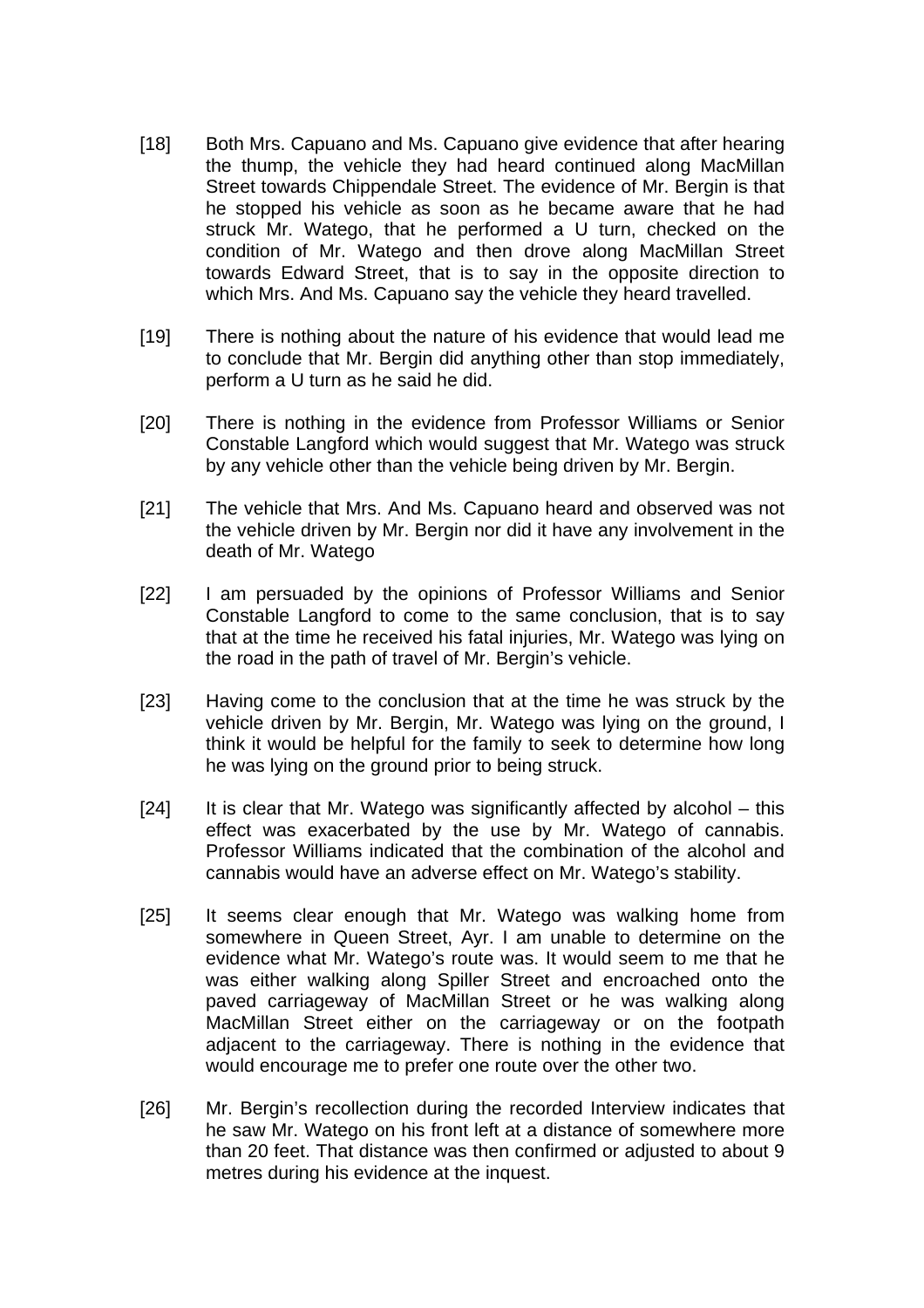[18] Both Mrs. Capuano and Ms. Capuano give evidence that after hearing the thump, the vehicle they had heard continued along MacMillan Street towards Chippendale Street. The evidence of Mr. Bergin is that he stopped his vehicle as soon as he became aware that he had struck Mr. Watego, that he performed a U turn, checked on the condition of Mr. Watego and then drove along MacMillan Street towards Edward Street, that is to say in the opposite direction to which Mrs. And Ms. Capuano say the vehicle they heard travelled.

[19] There is nothing about the nature of his evidence that would lead me to conclude that Mr. Bergin did anything other than stop immediately, perform a U turn as he said he did.

[20] There is nothing in the evidence from Professor Williams or Senior Constable Langford which would suggest that Mr. Watego was struck by any vehicle other than the vehicle being driven by Mr. Bergin.

[21] The vehicle that Mrs. And Ms. Capuano heard and observed was not the vehicle driven by Mr. Bergin nor did it have any involvement in the death of Mr. Watego

[22] I am persuaded by the opinions of Professor Williams and Senior Constable Langford to come to the same conclusion, that is to say that at the time he received his fatal injuries, Mr. Watego was lying on the road in the path of travel of Mr. Bergin's vehicle.

[23] Having come to the conclusion that at the time he was struck by the vehicle driven by Mr. Bergin, Mr. Watego was lying on the ground, I think it would be helpful for the family to seek to determine how long he was lying on the ground prior to being struck.

[24] It is clear that Mr. Watego was significantly affected by alcohol – this effect was exacerbated by the use by Mr. Watego of cannabis. Professor Williams indicated that the combination of the alcohol and cannabis would have an adverse effect on Mr. Watego's stability.

[25] It seems clear enough that Mr. Watego was walking home from somewhere in Queen Street, Ayr. I am unable to determine on the evidence what Mr. Watego's route was. It would seem to me that he was either walking along Spiller Street and encroached onto the paved carriageway of MacMillan Street or he was walking along MacMillan Street either on the carriageway or on the footpath adjacent to the carriageway. There is nothing in the evidence that would encourage me to prefer one route over the other two.

[26] Mr. Bergin's recollection during the recorded Interview indicates that he saw Mr. Watego on his front left at a distance of somewhere more than 20 feet. That distance was then confirmed or adjusted to about 9 metres during his evidence at the inquest.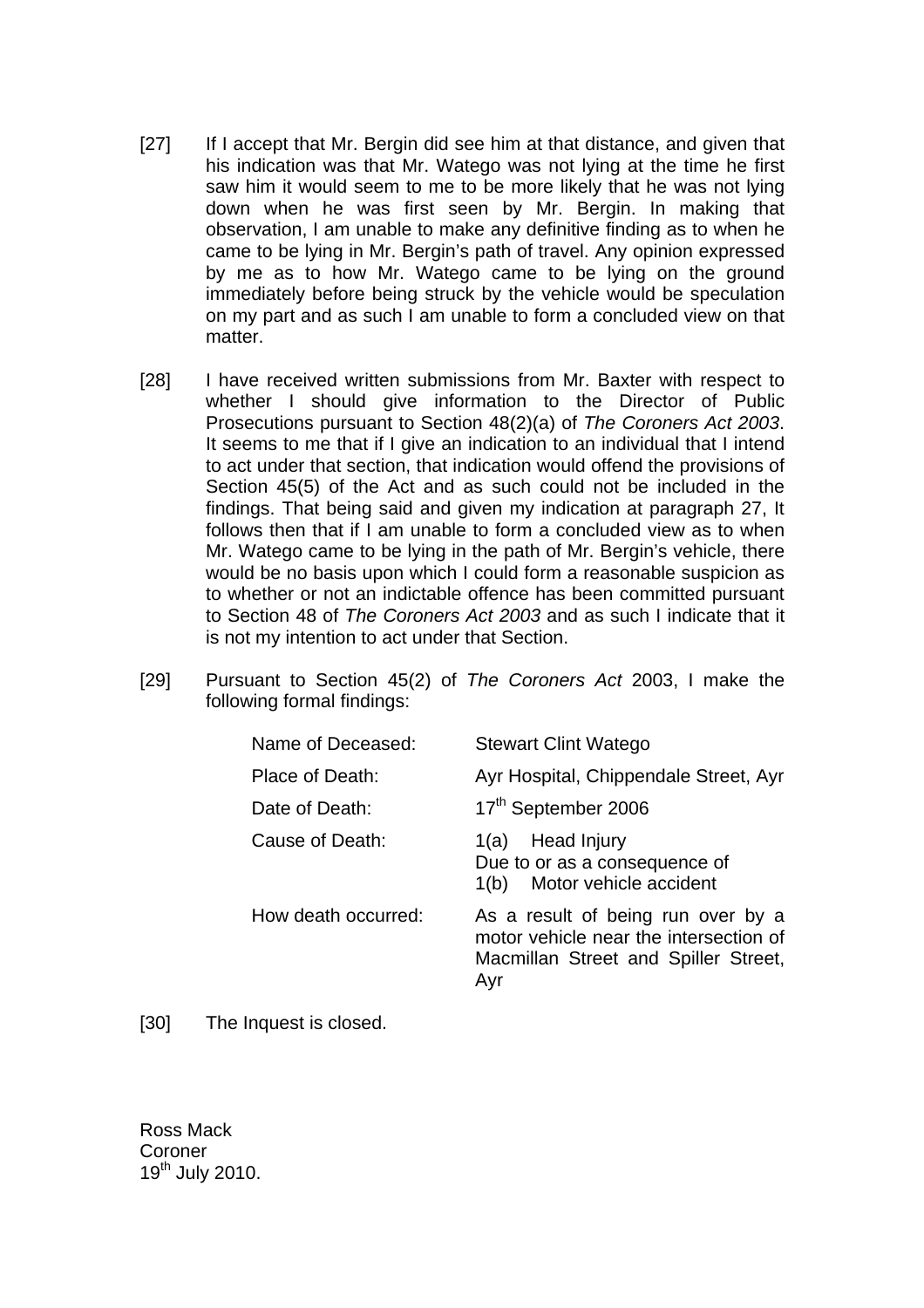[27] If I accept that Mr. Bergin did see him at that distance, and given that his indication was that Mr. Watego was not lying at the time he first saw him it would seem to me to be more likely that he was not lying down when he was first seen by Mr. Bergin. In making that observation, I am unable to make any definitive finding as to when he came to be lying in Mr. Bergin's path of travel. Any opinion expressed by me as to how Mr. Watego came to be lying on the ground immediately before being struck by the vehicle would be speculation on my part and as such I am unable to form a concluded view on that matter.

[28] I have received written submissions from Mr. Baxter with respect to whether I should give information to the Director of Public Prosecutions pursuant to Section 48(2)(a) of *The Coroners Act 2003*. It seems to me that if I give an indication to an individual that I intend to act under that section, that indication would offend the provisions of Section 45(5) of the Act and as such could not be included in the findings. That being said and given my indication at paragraph 27, It follows then that if I am unable to form a concluded view as to when Mr. Watego came to be lying in the path of Mr. Bergin's vehicle, there would be no basis upon which I could form a reasonable suspicion as to whether or not an indictable offence has been committed pursuant to Section 48 of *The Coroners Act 2003* and as such I indicate that it is not my intention to act under that Section.

[29] Pursuant to Section 45(2) of *The Coroners Act* 2003, I make the following formal findings:

| | |
|---|---|
| Name of Deceased: | Stewart Clint Watego |
| Place of Death: | Ayr Hospital, Chippendale Street, Ayr |
| Date of Death: | 17th September 2006 |
| Cause of Death: | 1(a) Head Injury<br>Due to or as a consequence of<br>1(b) Motor vehicle accident |
| How death occurred: | As a result of being run over by a motor vehicle near the intersection of Macmillan Street and Spiller Street, Ayr |

[30] The Inquest is closed.

Ross Mack
Coroner
19th July 2010.